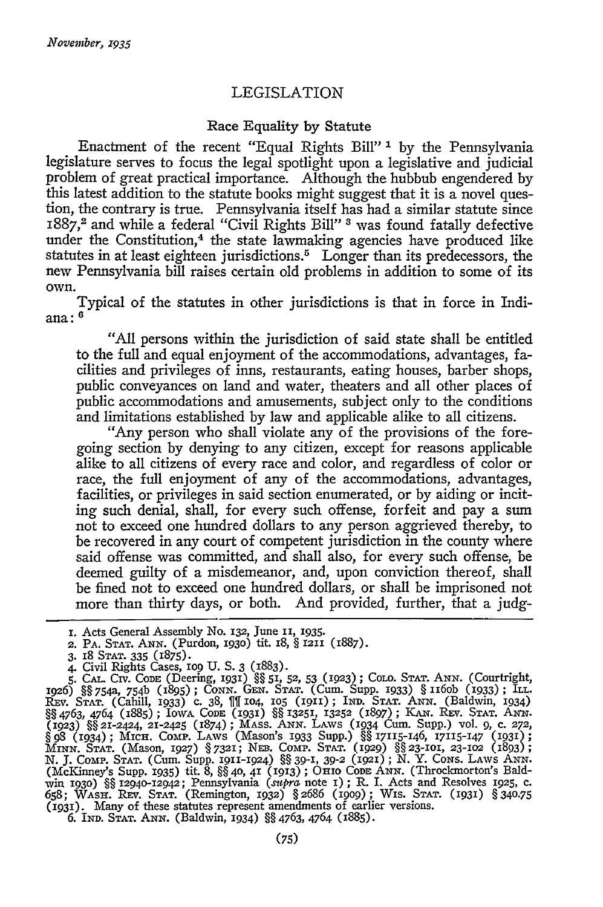# LEGISLATION

## Race Equality by Statute

Enactment of the recent "Equal Rights Bill" [1] by the Pennsylvania legislature serves to focus the legal spotlight upon a legislative and judicial problem of great practical importance. Although the hubbub engendered by this latest addition to the statute books might suggest that it is a novel question, the contrary is true. Pennsylvania itself has had a similar statute since 1887,[2] and while a federal "Civil Rights Bill" [3] was found fatally defective under the Constitution,[4] the state lawmaking agencies have produced like statutes in at least eighteen jurisdictions.[5] Longer than its predecessors, the new Pennsylvania bill raises certain old problems in addition to some of its own.

Typical of the statutes in other jurisdictions is that in force in Indiana: [6]

> "All persons within the jurisdiction of said state shall be entitled to the full and equal enjoyment of the accommodations, advantages, facilities and privileges of inns, restaurants, eating houses, barber shops, public conveyances on land and water, theaters and all other places of public accommodations and amusements, subject only to the conditions and limitations established by law and applicable alike to all citizens.
>
> "Any person who shall violate any of the provisions of the foregoing section by denying to any citizen, except for reasons applicable alike to all citizens of every race and color, and regardless of color or race, the full enjoyment of any of the accommodations, advantages, facilities, or privileges in said section enumerated, or by aiding or inciting such denial, shall, for every such offense, forfeit and pay a sum not to exceed one hundred dollars to any person aggrieved thereby, to be recovered in any court of competent jurisdiction in the county where said offense was committed, and shall also, for every such offense, be deemed guilty of a misdemeanor, and, upon conviction thereof, shall be fined not to exceed one hundred dollars, or shall be imprisoned not more than thirty days, or both. And provided, further, that a judg-

---

1. Acts General Assembly No. 132, June 11, 1935.
2. PA. STAT. ANN. (Purdon, 1930) tit. 18, § 1211 (1887).
3. 18 STAT. 335 (1875).
4. Civil Rights Cases, 109 U. S. 3 (1883).
5. CAL. CIV. CODE (Deering, 1931) §§ 51, 52, 53 (1923); COLO. STAT. ANN. (Courtright, 1926) §§ 754a, 754b (1895); CONN. GEN. STAT. (Cum. Supp. 1933) § 1160b (1933); ILL. REV. STAT. (Cahill, 1933) c. 38, ¶¶ 104, 105 (1911); IND. STAT. ANN. (Baldwin, 1934) §§ 4763, 4764 (1885); IOWA CODE (1931) §§ 13251, 13252 (1897); KAN. REV. STAT. ANN. (1923) §§ 21-2424, 21-2425 (1874); MASS. ANN. LAWS (1934 Cum. Supp.) vol. 9, c. 272, § 98 (1934); MICH. COMP. LAWS (Mason's 1933 Supp.) §§ 17115-146, 17115-147 (1931); MINN. STAT. (Mason, 1927) § 7321; NEB. COMP. STAT. (1929) §§ 23-101, 23-102 (1893); N. J. COMP. STAT. (Cum. Supp. 1911-1924) §§ 39-1, 39-2 (1921); N. Y. CONS. LAWS ANN. (McKinney's Supp. 1935) tit. 8, §§ 40, 41 (1913); OHIO CODE ANN. (Throckmorton's Baldwin 1930) §§ 12940-12942; Pennsylvania (*supra* note 1); R. I. Acts and Resolves 1925, c. 658; WASH. REV. STAT. (Remington, 1932) § 2686 (1909); WIS. STAT. (1931) § 340.75 (1931). Many of these statutes represent amendments of earlier versions.
6. IND. STAT. ANN. (Baldwin, 1934) §§ 4763, 4764 (1885).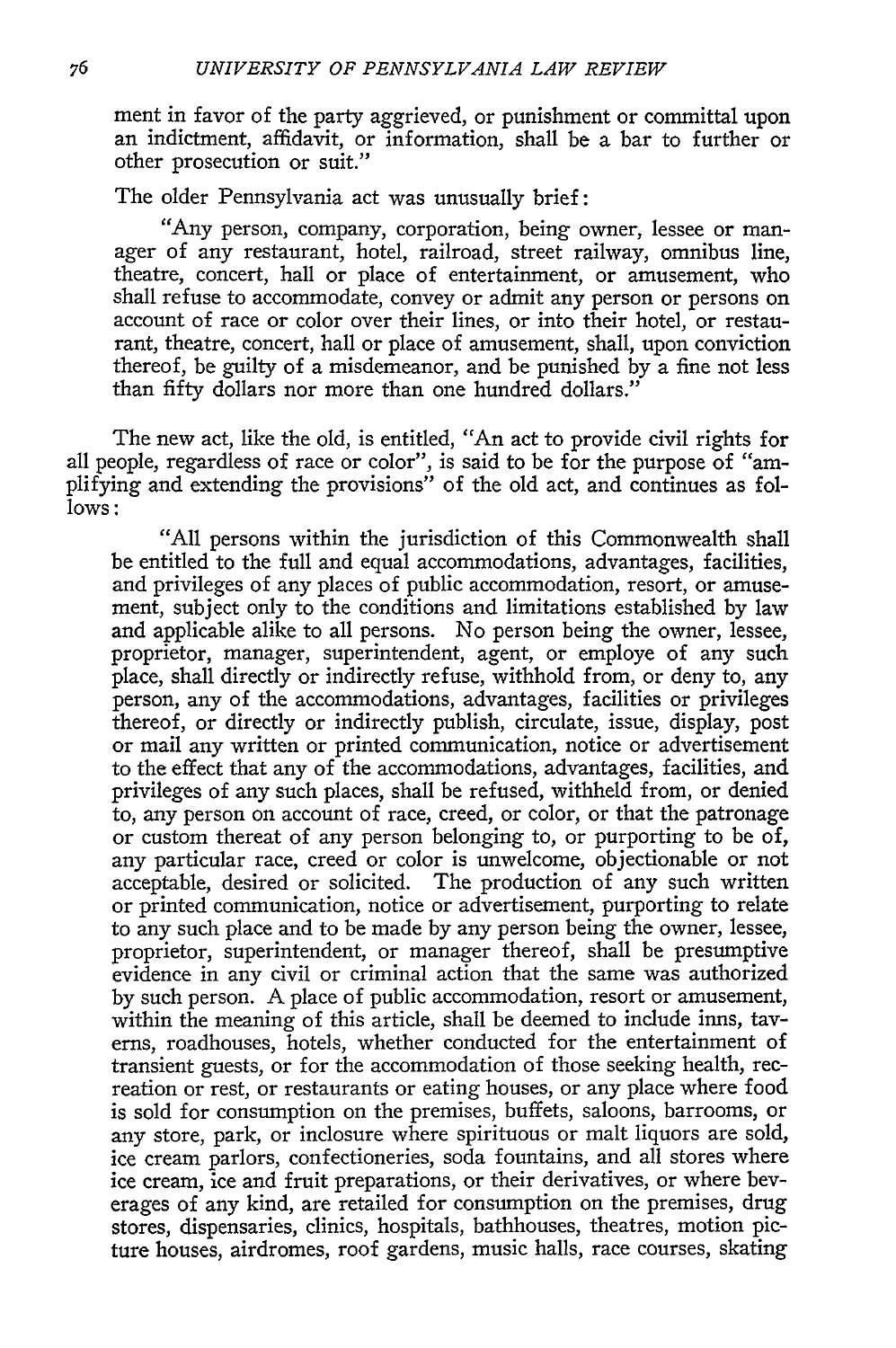ment in favor of the party aggrieved, or punishment or committal upon an indictment, affidavit, or information, shall be a bar to further or other prosecution or suit."

The older Pennsylvania act was unusually brief:

> "Any person, company, corporation, being owner, lessee or manager of any restaurant, hotel, railroad, street railway, omnibus line, theatre, concert, hall or place of entertainment, or amusement, who shall refuse to accommodate, convey or admit any person or persons on account of race or color over their lines, or into their hotel, or restaurant, theatre, concert, hall or place of amusement, shall, upon conviction thereof, be guilty of a misdemeanor, and be punished by a fine not less than fifty dollars nor more than one hundred dollars."

The new act, like the old, is entitled, "An act to provide civil rights for all people, regardless of race or color", is said to be for the purpose of "amplifying and extending the provisions" of the old act, and continues as follows:

> "All persons within the jurisdiction of this Commonwealth shall be entitled to the full and equal accommodations, advantages, facilities, and privileges of any places of public accommodation, resort, or amusement, subject only to the conditions and limitations established by law and applicable alike to all persons. No person being the owner, lessee, proprietor, manager, superintendent, agent, or employe of any such place, shall directly or indirectly refuse, withhold from, or deny to, any person, any of the accommodations, advantages, facilities or privileges thereof, or directly or indirectly publish, circulate, issue, display, post or mail any written or printed communication, notice or advertisement to the effect that any of the accommodations, advantages, facilities, and privileges of any such places, shall be refused, withheld from, or denied to, any person on account of race, creed, or color, or that the patronage or custom thereat of any person belonging to, or purporting to be of, any particular race, creed or color is unwelcome, objectionable or not acceptable, desired or solicited. The production of any such written or printed communication, notice or advertisement, purporting to relate to any such place and to be made by any person being the owner, lessee, proprietor, superintendent, or manager thereof, shall be presumptive evidence in any civil or criminal action that the same was authorized by such person. A place of public accommodation, resort or amusement, within the meaning of this article, shall be deemed to include inns, taverns, roadhouses, hotels, whether conducted for the entertainment of transient guests, or for the accommodation of those seeking health, recreation or rest, or restaurants or eating houses, or any place where food is sold for consumption on the premises, buffets, saloons, barrooms, or any store, park, or inclosure where spirituous or malt liquors are sold, ice cream parlors, confectioneries, soda fountains, and all stores where ice cream, ice and fruit preparations, or their derivatives, or where beverages of any kind, are retailed for consumption on the premises, drug stores, dispensaries, clinics, hospitals, bathhouses, theatres, motion picture houses, airdromes, roof gardens, music halls, race courses, skating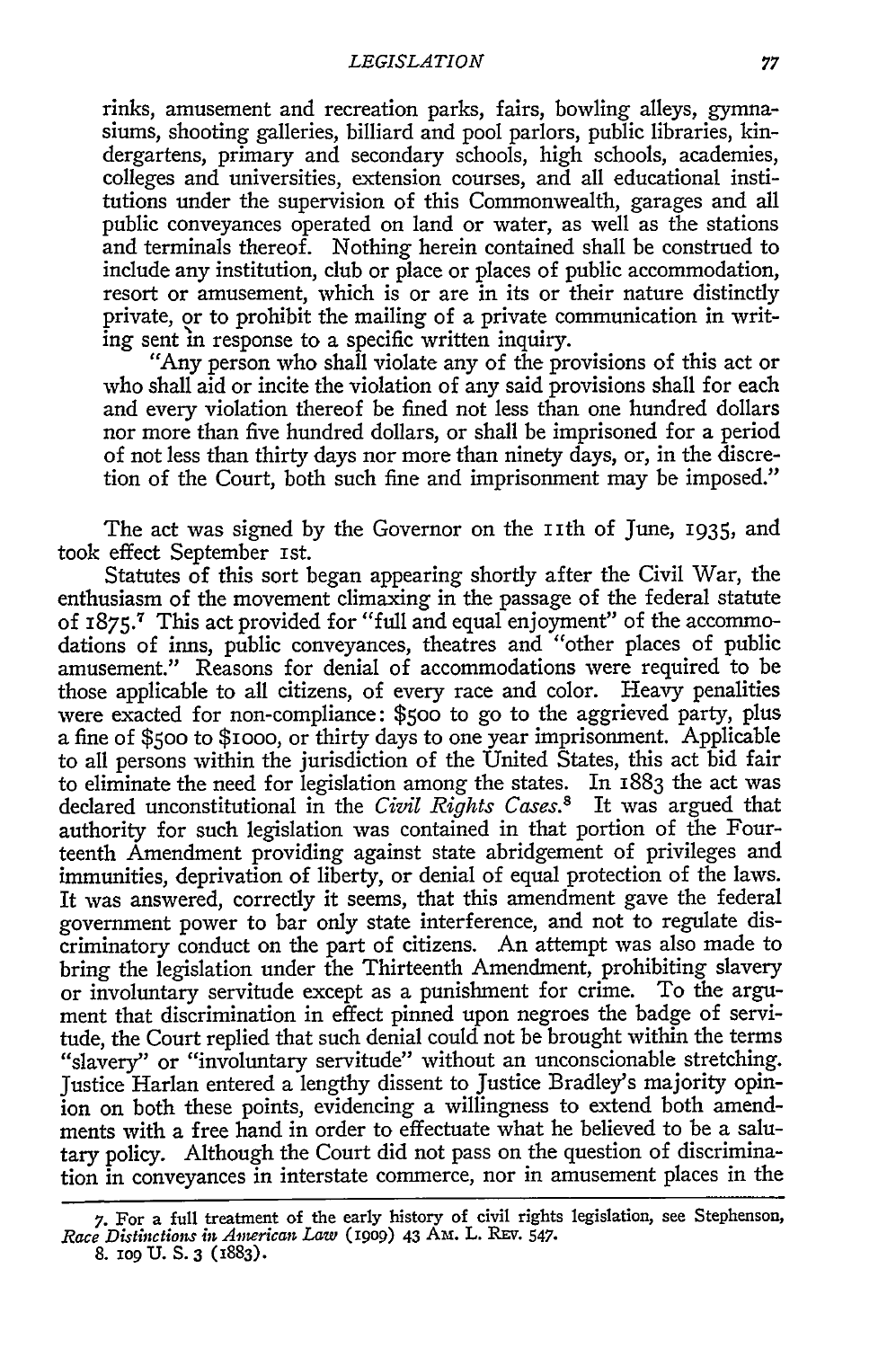rinks, amusement and recreation parks, fairs, bowling alleys, gymnasiums, shooting galleries, billiard and pool parlors, public libraries, kindergartens, primary and secondary schools, high schools, academies, colleges and universities, extension courses, and all educational institutions under the supervision of this Commonwealth, garages and all public conveyances operated on land or water, as well as the stations and terminals thereof. Nothing herein contained shall be construed to include any institution, club or place or places of public accommodation, resort or amusement, which is or are in its or their nature distinctly private, or to prohibit the mailing of a private communication in writing sent in response to a specific written inquiry.

"Any person who shall violate any of the provisions of this act or who shall aid or incite the violation of any said provisions shall for each and every violation thereof be fined not less than one hundred dollars nor more than five hundred dollars, or shall be imprisoned for a period of not less than thirty days nor more than ninety days, or, in the discretion of the Court, both such fine and imprisonment may be imposed."

The act was signed by the Governor on the 11th of June, 1935, and took effect September 1st.

Statutes of this sort began appearing shortly after the Civil War, the enthusiasm of the movement climaxing in the passage of the federal statute of 1875.[7] This act provided for "full and equal enjoyment" of the accommodations of inns, public conveyances, theatres and "other places of public amusement." Reasons for denial of accommodations were required to be those applicable to all citizens, of every race and color. Heavy penalities were exacted for non-compliance: $500 to go to the aggrieved party, plus a fine of $500 to $1000, or thirty days to one year imprisonment. Applicable to all persons within the jurisdiction of the United States, this act bid fair to eliminate the need for legislation among the states. In 1883 the act was declared unconstitutional in the *Civil Rights Cases.*[8] It was argued that authority for such legislation was contained in that portion of the Fourteenth Amendment providing against state abridgement of privileges and immunities, deprivation of liberty, or denial of equal protection of the laws. It was answered, correctly it seems, that this amendment gave the federal government power to bar only state interference, and not to regulate discriminatory conduct on the part of citizens. An attempt was also made to bring the legislation under the Thirteenth Amendment, prohibiting slavery or involuntary servitude except as a punishment for crime. To the argument that discrimination in effect pinned upon negroes the badge of servitude, the Court replied that such denial could not be brought within the terms "slavery" or "involuntary servitude" without an unconscionable stretching. Justice Harlan entered a lengthy dissent to Justice Bradley's majority opinion on both these points, evidencing a willingness to extend both amendments with a free hand in order to effectuate what he believed to be a salutary policy. Although the Court did not pass on the question of discrimination in conveyances in interstate commerce, nor in amusement places in the

---

7. For a full treatment of the early history of civil rights legislation, see Stephenson, *Race Distinctions in American Law* (1909) 43 Am. L. Rev. 547.

8. 109 U. S. 3 (1883).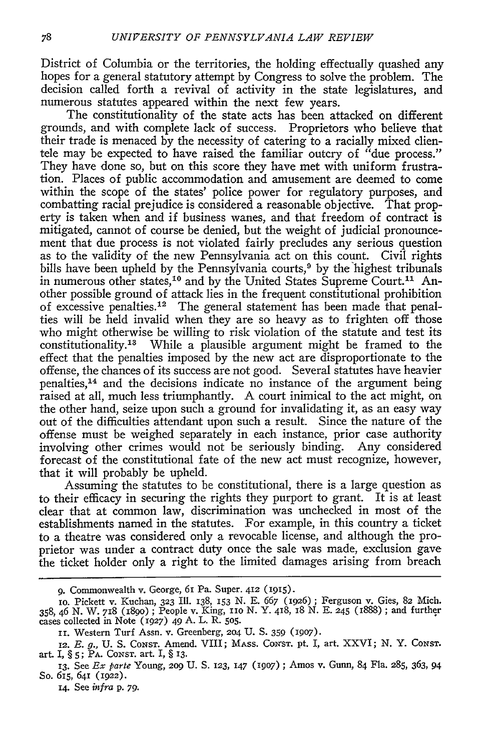District of Columbia or the territories, the holding effectually quashed any hopes for a general statutory attempt by Congress to solve the problem. The decision called forth a revival of activity in the state legislatures, and numerous statutes appeared within the next few years.

The constitutionality of the state acts has been attacked on different grounds, and with complete lack of success. Proprietors who believe that their trade is menaced by the necessity of catering to a racially mixed clientele may be expected to have raised the familiar outcry of "due process." They have done so, but on this score they have met with uniform frustration. Places of public accommodation and amusement are deemed to come within the scope of the states' police power for regulatory purposes, and combatting racial prejudice is considered a reasonable objective. That property is taken when and if business wanes, and that freedom of contract is mitigated, cannot of course be denied, but the weight of judicial pronouncement that due process is not violated fairly precludes any serious question as to the validity of the new Pennsylvania act on this count. Civil rights bills have been upheld by the Pennsylvania courts,[9] by the highest tribunals in numerous other states,[10] and by the United States Supreme Court.[11] Another possible ground of attack lies in the frequent constitutional prohibition of excessive penalties.[12] The general statement has been made that penalties will be held invalid when they are so heavy as to frighten off those who might otherwise be willing to risk violation of the statute and test its constitutionality.[13] While a plausible argument might be framed to the effect that the penalties imposed by the new act are disproportionate to the offense, the chances of its success are not good. Several statutes have heavier penalties,[14] and the decisions indicate no instance of the argument being raised at all, much less triumphantly. A court inimical to the act might, on the other hand, seize upon such a ground for invalidating it, as an easy way out of the difficulties attendant upon such a result. Since the nature of the offense must be weighed separately in each instance, prior case authority involving other crimes would not be seriously binding. Any considered forecast of the constitutional fate of the new act must recognize, however, that it will probably be upheld.

Assuming the statutes to be constitutional, there is a large question as to their efficacy in securing the rights they purport to grant. It is at least clear that at common law, discrimination was unchecked in most of the establishments named in the statutes. For example, in this country a ticket to a theatre was considered only a revocable license, and although the proprietor was under a contract duty once the sale was made, exclusion gave the ticket holder only a right to the limited damages arising from breach

---

9. Commonwealth v. George, 61 Pa. Super. 412 (1915).

10. Pickett v. Kuchan, 323 Ill. 138, 153 N. E. 667 (1926); Ferguson v. Gies, 82 Mich. 358, 46 N. W. 718 (1890); People v. King, 110 N. Y. 418, 18 N. E. 245 (1888); and further cases collected in Note (1927) 49 A. L. R. 505.

11. Western Turf Assn. v. Greenberg, 204 U. S. 359 (1907).

12. *E. g.*, U. S. CONST. Amend. VIII; MASS. CONST. pt. I, art. XXVI; N. Y. CONST. art. I, § 5; PA. CONST. art. I, § 13.

13. See *Ex parte* Young, 209 U. S. 123, 147 (1907); Amos v. Gunn, 84 Fla. 285, 363, 94 So. 615, 641 (1922).

14. See *infra* p. 79.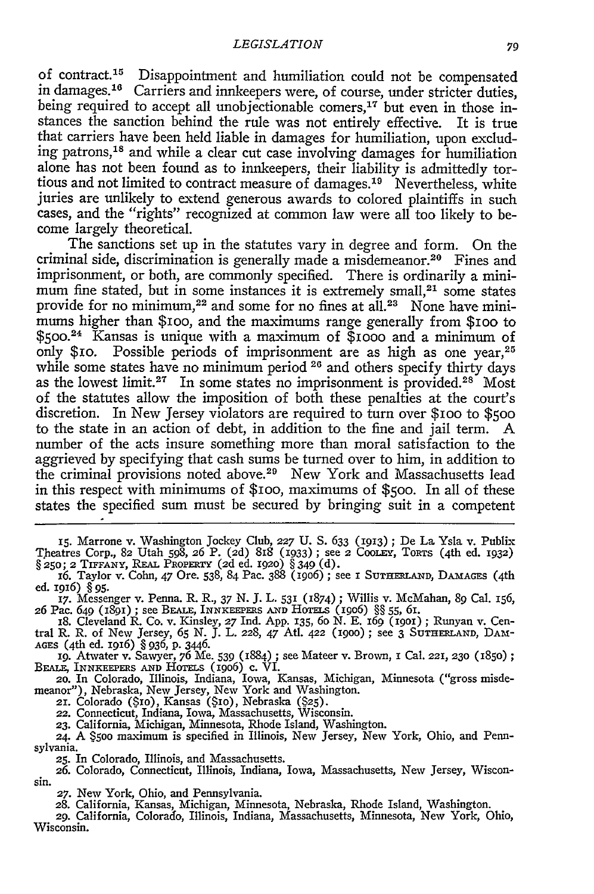of contract.[15] Disappointment and humiliation could not be compensated in damages.[16] Carriers and innkeepers were, of course, under stricter duties, being required to accept all unobjectionable comers,[17] but even in those instances the sanction behind the rule was not entirely effective. It is true that carriers have been held liable in damages for humiliation, upon excluding patrons,[18] and while a clear cut case involving damages for humiliation alone has not been found as to innkeepers, their liability is admittedly tortious and not limited to contract measure of damages.[19] Nevertheless, white juries are unlikely to extend generous awards to colored plaintiffs in such cases, and the "rights" recognized at common law were all too likely to become largely theoretical.

The sanctions set up in the statutes vary in degree and form. On the criminal side, discrimination is generally made a misdemeanor.[20] Fines and imprisonment, or both, are commonly specified. There is ordinarily a minimum fine stated, but in some instances it is extremely small,[21] some states provide for no minimum,[22] and some for no fines at all.[23] None have minimums higher than $100, and the maximums range generally from $100 to $500.[24] Kansas is unique with a maximum of $1000 and a minimum of only $10. Possible periods of imprisonment are as high as one year,[25] while some states have no minimum period [26] and others specify thirty days as the lowest limit.[27] In some states no imprisonment is provided.[28] Most of the statutes allow the imposition of both these penalties at the court's discretion. In New Jersey violators are required to turn over $100 to $500 to the state in an action of debt, in addition to the fine and jail term. A number of the acts insure something more than moral satisfaction to the aggrieved by specifying that cash sums be turned over to him, in addition to the criminal provisions noted above.[29] New York and Massachusetts lead in this respect with minimums of $100, maximums of $500. In all of these states the specified sum must be secured by bringing suit in a competent

---

15. Marrone v. Washington Jockey Club, 227 U. S. 633 (1913); De La Ysla v. Publix Theatres Corp., 82 Utah 598, 26 P. (2d) 818 (1933); see 2 COOLEY, TORTS (4th ed. 1932) § 250; 2 TIFFANY, REAL PROPERTY (2d ed. 1920) § 349 (d).

16. Taylor v. Cohn, 47 Ore. 538, 84 Pac. 388 (1906); see 1 SUTHERLAND, DAMAGES (4th ed. 1916) § 95.

17. Messenger v. Penna. R. R., 37 N. J. L. 531 (1874); Willis v. McMahan, 89 Cal. 156, 26 Pac. 649 (1891); see BEALE, INNKEEPERS AND HOTELS (1906) §§ 55, 61.

18. Cleveland R. Co. v. Kinsley, 27 Ind. App. 135, 60 N. E. 169 (1901); Runyan v. Central R. R. of New Jersey, 65 N. J. L. 228, 47 Atl. 422 (1900); see 3 SUTHERLAND, DAMAGES (4th ed. 1916) § 936, p. 3446.

19. Atwater v. Sawyer, 76 Me. 539 (1884); see Mateer v. Brown, 1 Cal. 221, 230 (1850); BEALE, INNKEEPERS AND HOTELS (1906) c. VI.

20. In Colorado, Illinois, Indiana, Iowa, Kansas, Michigan, Minnesota ("gross misdemeanor"), Nebraska, New Jersey, New York and Washington.

21. Colorado ($10), Kansas ($10), Nebraska ($25).

22. Connecticut, Indiana, Iowa, Massachusetts, Wisconsin.

23. California, Michigan, Minnesota, Rhode Island, Washington.

24. A $500 maximum is specified in Illinois, New Jersey, New York, Ohio, and Pennsylvania.

25. In Colorado, Illinois, and Massachusetts.

26. Colorado, Connecticut, Illinois, Indiana, Iowa, Massachusetts, New Jersey, Wisconsin.

27. New York, Ohio, and Pennsylvania.

28. California, Kansas, Michigan, Minnesota, Nebraska, Rhode Island, Washington.

29. California, Colorado, Illinois, Indiana, Massachusetts, Minnesota, New York, Ohio, Wisconsin.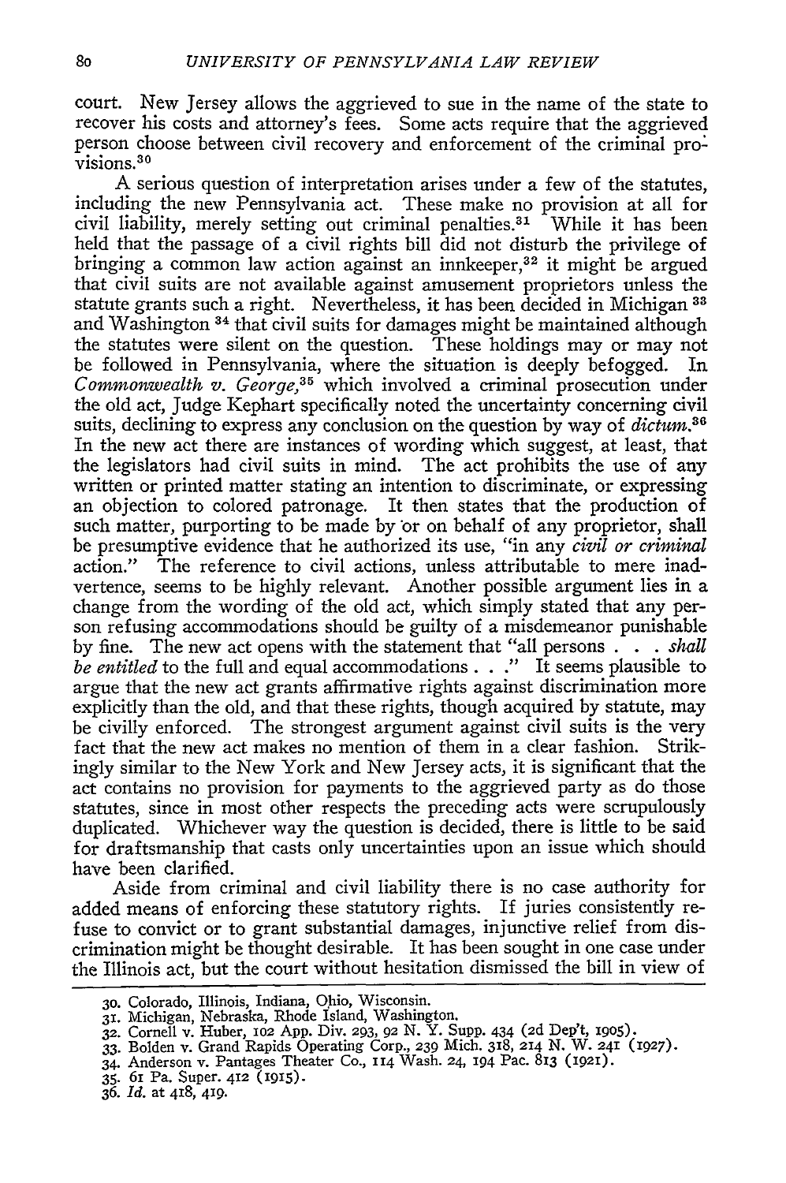court. New Jersey allows the aggrieved to sue in the name of the state to recover his costs and attorney's fees. Some acts require that the aggrieved person choose between civil recovery and enforcement of the criminal provisions.[30]

A serious question of interpretation arises under a few of the statutes, including the new Pennsylvania act. These make no provision at all for civil liability, merely setting out criminal penalties.[31] While it has been held that the passage of a civil rights bill did not disturb the privilege of bringing a common law action against an innkeeper,[32] it might be argued that civil suits are not available against amusement proprietors unless the statute grants such a right. Nevertheless, it has been decided in Michigan[33] and Washington[34] that civil suits for damages might be maintained although the statutes were silent on the question. These holdings may or may not be followed in Pennsylvania, where the situation is deeply befogged. In *Commonwealth v. George*,[35] which involved a criminal prosecution under the old act, Judge Kephart specifically noted the uncertainty concerning civil suits, declining to express any conclusion on the question by way of *dictum*.[36] In the new act there are instances of wording which suggest, at least, that the legislators had civil suits in mind. The act prohibits the use of any written or printed matter stating an intention to discriminate, or expressing an objection to colored patronage. It then states that the production of such matter, purporting to be made by or on behalf of any proprietor, shall be presumptive evidence that he authorized its use, "in any *civil or criminal* action." The reference to civil actions, unless attributable to mere inadvertence, seems to be highly relevant. Another possible argument lies in a change from the wording of the old act, which simply stated that any person refusing accommodations should be guilty of a misdemeanor punishable by fine. The new act opens with the statement that "all persons . . . *shall be entitled* to the full and equal accommodations . . ." It seems plausible to argue that the new act grants affirmative rights against discrimination more explicitly than the old, and that these rights, though acquired by statute, may be civilly enforced. The strongest argument against civil suits is the very fact that the new act makes no mention of them in a clear fashion. Strikingly similar to the New York and New Jersey acts, it is significant that the act contains no provision for payments to the aggrieved party as do those statutes, since in most other respects the preceding acts were scrupulously duplicated. Whichever way the question is decided, there is little to be said for draftsmanship that casts only uncertainties upon an issue which should have been clarified.

Aside from criminal and civil liability there is no case authority for added means of enforcing these statutory rights. If juries consistently refuse to convict or to grant substantial damages, injunctive relief from discrimination might be thought desirable. It has been sought in one case under the Illinois act, but the court without hesitation dismissed the bill in view of

---

30. Colorado, Illinois, Indiana, Ohio, Wisconsin.
31. Michigan, Nebraska, Rhode Island, Washington.
32. Cornell v. Huber, 102 App. Div. 293, 92 N. Y. Supp. 434 (2d Dep't, 1905).
33. Bolden v. Grand Rapids Operating Corp., 239 Mich. 318, 214 N. W. 241 (1927).
34. Anderson v. Pantages Theater Co., 114 Wash. 24, 194 Pac. 813 (1921).
35. 61 Pa. Super. 412 (1915).
36. *Id.* at 418, 419.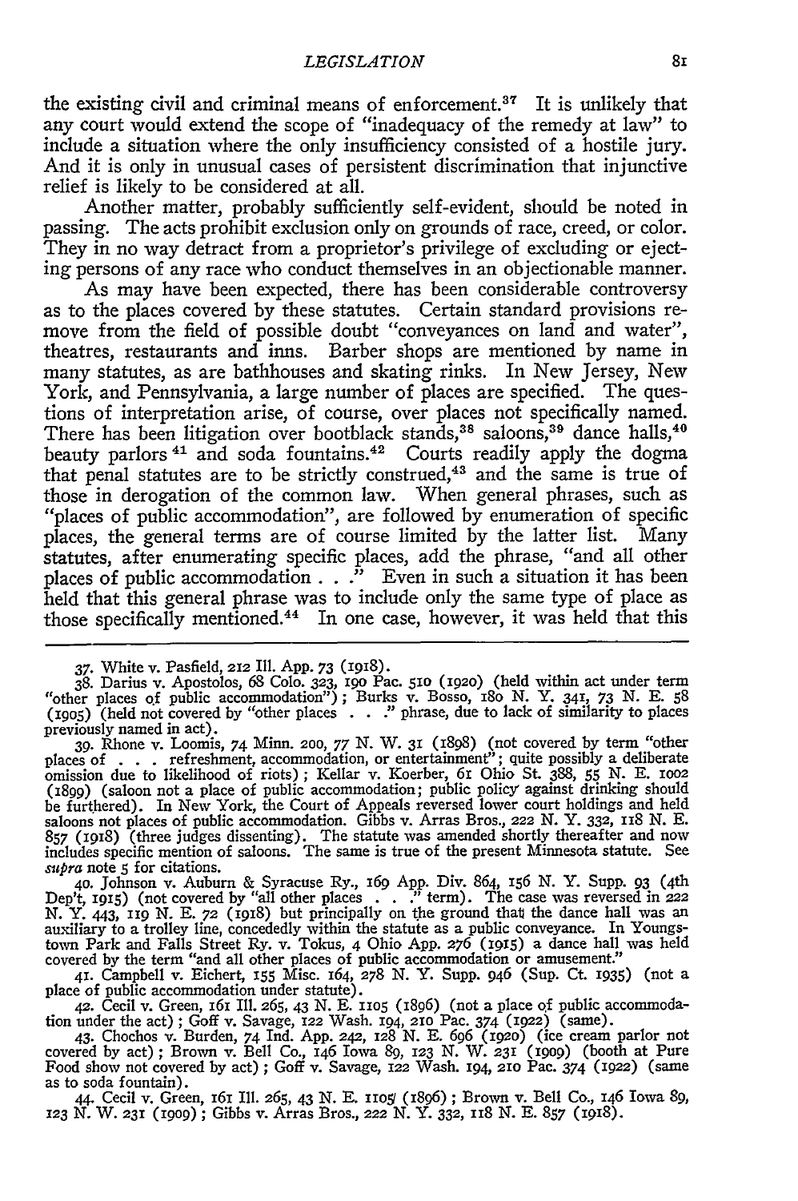the existing civil and criminal means of enforcement.[37] It is unlikely that any court would extend the scope of "inadequacy of the remedy at law" to include a situation where the only insufficiency consisted of a hostile jury. And it is only in unusual cases of persistent discrimination that injunctive relief is likely to be considered at all.

Another matter, probably sufficiently self-evident, should be noted in passing. The acts prohibit exclusion only on grounds of race, creed, or color. They in no way detract from a proprietor's privilege of excluding or ejecting persons of any race who conduct themselves in an objectionable manner.

As may have been expected, there has been considerable controversy as to the places covered by these statutes. Certain standard provisions remove from the field of possible doubt "conveyances on land and water", theatres, restaurants and inns. Barber shops are mentioned by name in many statutes, as are bathhouses and skating rinks. In New Jersey, New York, and Pennsylvania, a large number of places are specified. The questions of interpretation arise, of course, over places not specifically named. There has been litigation over bootblack stands,[38] saloons,[39] dance halls,[40] beauty parlors [41] and soda fountains.[42] Courts readily apply the dogma that penal statutes are to be strictly construed,[43] and the same is true of those in derogation of the common law. When general phrases, such as "places of public accommodation", are followed by enumeration of specific places, the general terms are of course limited by the latter list. Many statutes, after enumerating specific places, add the phrase, "and all other places of public accommodation . . ." Even in such a situation it has been held that this general phrase was to include only the same type of place as those specifically mentioned.[44] In one case, however, it was held that this

---

37. White v. Pasfield, 212 Ill. App. 73 (1918).

38. Darius v. Apostolos, 68 Colo. 323, 190 Pac. 510 (1920) (held within act under term "other places of public accommodation"); Burks v. Bosso, 180 N. Y. 341, 73 N. E. 58 (1905) (held not covered by "other places . . ." phrase, due to lack of similarity to places previously named in act).

39. Rhone v. Loomis, 74 Minn. 200, 77 N. W. 31 (1898) (not covered by term "other places of . . . refreshment, accommodation, or entertainment"; quite possibly a deliberate omission due to likelihood of riots); Kellar v. Koerber, 61 Ohio St. 388, 55 N. E. 1002 (1899) (saloon not a place of public accommodation; public policy against drinking should be furthered). In New York, the Court of Appeals reversed lower court holdings and held saloons not places of public accommodation. Gibbs v. Arras Bros., 222 N. Y. 332, 118 N. E. 857 (1918) (three judges dissenting). The statute was amended shortly thereafter and now includes specific mention of saloons. The same is true of the present Minnesota statute. See *supra* note 5 for citations.

40. Johnson v. Auburn & Syracuse Ry., 169 App. Div. 864, 156 N. Y. Supp. 93 (4th Dep't, 1915) (not covered by "all other places . . ." term). The case was reversed in 222 N. Y. 443, 119 N. E. 72 (1918) but principally on the ground that the dance hall was an auxiliary to a trolley line, concededly within the statute as a public conveyance. In Youngstown Park and Falls Street Ry. v. Tokus, 4 Ohio App. 276 (1915) a dance hall was held covered by the term "and all other places of public accommodation or amusement."

41. Campbell v. Eichert, 155 Misc. 164, 278 N. Y. Supp. 946 (Sup. Ct. 1935) (not a place of public accommodation under statute).

42. Cecil v. Green, 161 Ill. 265, 43 N. E. 1105 (1896) (not a place of public accommodation under the act); Goff v. Savage, 122 Wash. 194, 210 Pac. 374 (1922) (same).

43. Chochos v. Burden, 74 Ind. App. 242, 128 N. E. 696 (1920) (ice cream parlor not covered by act); Brown v. Bell Co., 146 Iowa 89, 123 N. W. 231 (1909) (booth at Pure Food show not covered by act); Goff v. Savage, 122 Wash. 194, 210 Pac. 374 (1922) (same as to soda fountain).

44. Cecil v. Green, 161 Ill. 265, 43 N. E. 1105 (1896); Brown v. Bell Co., 146 Iowa 89, 123 N. W. 231 (1909); Gibbs v. Arras Bros., 222 N. Y. 332, 118 N. E. 857 (1918).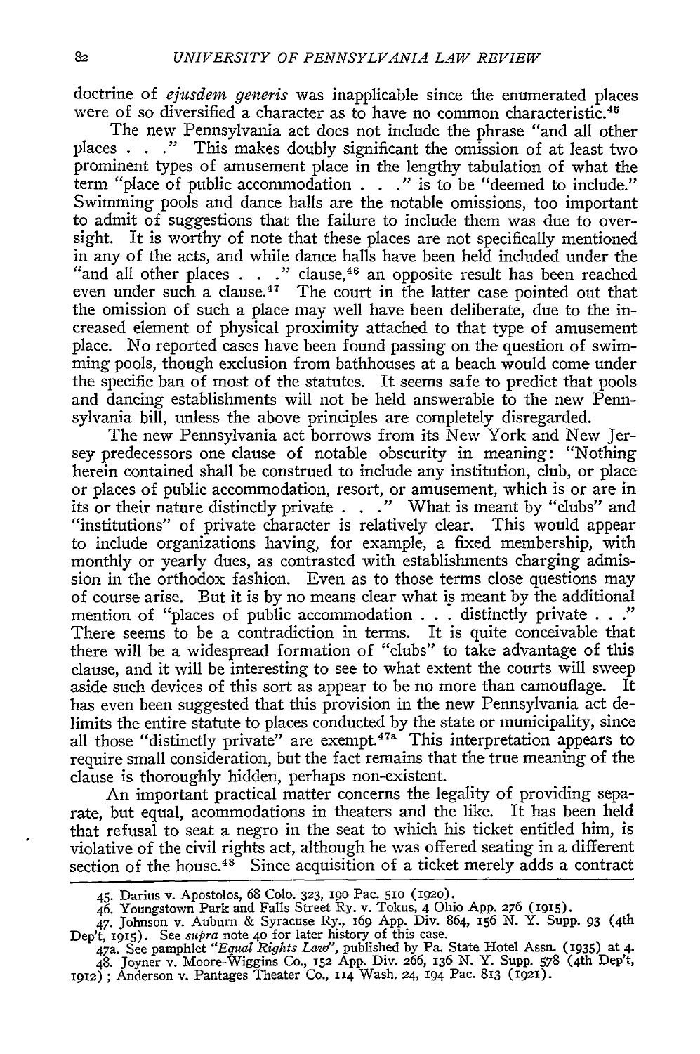doctrine of *ejusdem generis* was inapplicable since the enumerated places were of so diversified a character as to have no common characteristic.[45]

The new Pennsylvania act does not include the phrase "and all other places . . ." This makes doubly significant the omission of at least two prominent types of amusement place in the lengthy tabulation of what the term "place of public accommodation . . ." is to be "deemed to include." Swimming pools and dance halls are the notable omissions, too important to admit of suggestions that the failure to include them was due to oversight. It is worthy of note that these places are not specifically mentioned in any of the acts, and while dance halls have been held included under the "and all other places . . ." clause,[46] an opposite result has been reached even under such a clause.[47] The court in the latter case pointed out that the omission of such a place may well have been deliberate, due to the increased element of physical proximity attached to that type of amusement place. No reported cases have been found passing on the question of swimming pools, though exclusion from bathhouses at a beach would come under the specific ban of most of the statutes. It seems safe to predict that pools and dancing establishments will not be held answerable to the new Pennsylvania bill, unless the above principles are completely disregarded.

The new Pennsylvania act borrows from its New York and New Jersey predecessors one clause of notable obscurity in meaning: "Nothing herein contained shall be construed to include any institution, club, or place or places of public accommodation, resort, or amusement, which is or are in its or their nature distinctly private . . ." What is meant by "clubs" and "institutions" of private character is relatively clear. This would appear to include organizations having, for example, a fixed membership, with monthly or yearly dues, as contrasted with establishments charging admission in the orthodox fashion. Even as to those terms close questions may of course arise. But it is by no means clear what is meant by the additional mention of "places of public accommodation . . . distinctly private . . ." There seems to be a contradiction in terms. It is quite conceivable that there will be a widespread formation of "clubs" to take advantage of this clause, and it will be interesting to see to what extent the courts will sweep aside such devices of this sort as appear to be no more than camouflage. It has even been suggested that this provision in the new Pennsylvania act delimits the entire statute to places conducted by the state or municipality, since all those "distinctly private" are exempt.[47a] This interpretation appears to require small consideration, but the fact remains that the true meaning of the clause is thoroughly hidden, perhaps non-existent.

An important practical matter concerns the legality of providing separate, but equal, accommodations in theaters and the like. It has been held that refusal to seat a negro in the seat to which his ticket entitled him, is violative of the civil rights act, although he was offered seating in a different section of the house.[48] Since acquisition of a ticket merely adds a contract

---

45. Darius v. Apostolos, 68 Colo. 323, 190 Pac. 510 (1920).

46. Youngstown Park and Falls Street Ry. v. Tokus, 4 Ohio App. 276 (1915).

47. Johnson v. Auburn & Syracuse Ry., 169 App. Div. 864, 156 N. Y. Supp. 93 (4th Dep't, 1915). See *supra* note 40 for later history of this case.

47a. See pamphlet "*Equal Rights Law*", published by Pa. State Hotel Assn. (1935) at 4.

48. Joyner v. Moore-Wiggins Co., 152 App. Div. 266, 136 N. Y. Supp. 578 (4th Dep't, 1912); Anderson v. Pantages Theater Co., 114 Wash. 24, 194 Pac. 813 (1921).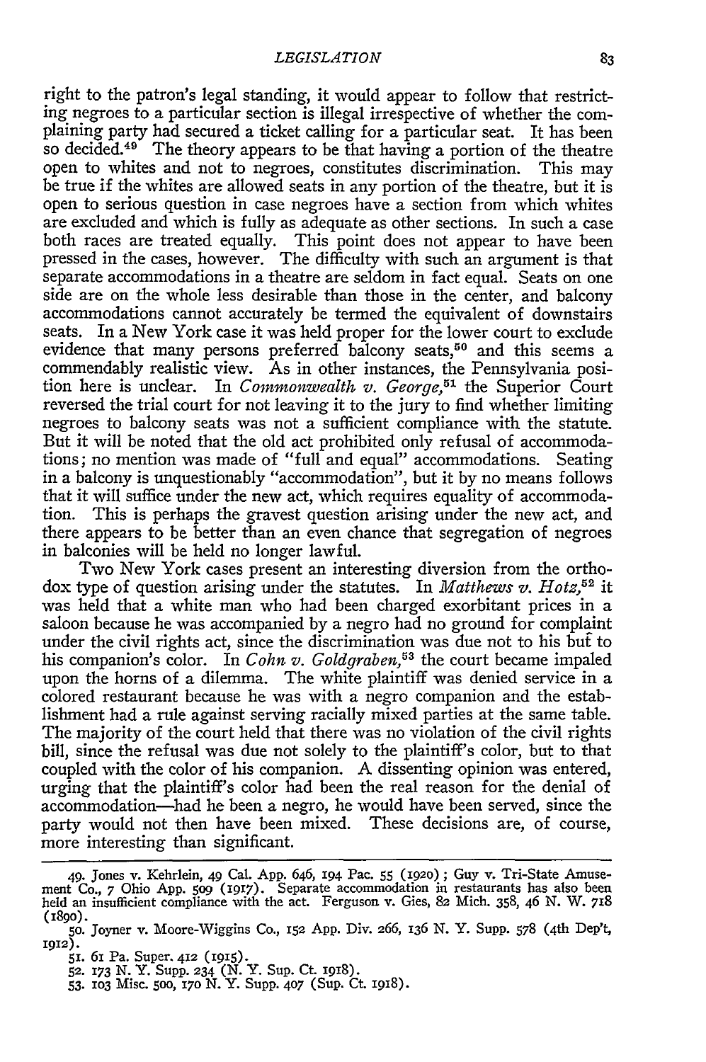right to the patron's legal standing, it would appear to follow that restricting negroes to a particular section is illegal irrespective of whether the complaining party had secured a ticket calling for a particular seat. It has been so decided.[49] The theory appears to be that having a portion of the theatre open to whites and not to negroes, constitutes discrimination. This may be true if the whites are allowed seats in any portion of the theatre, but it is open to serious question in case negroes have a section from which whites are excluded and which is fully as adequate as other sections. In such a case both races are treated equally. This point does not appear to have been pressed in the cases, however. The difficulty with such an argument is that separate accommodations in a theatre are seldom in fact equal. Seats on one side are on the whole less desirable than those in the center, and balcony accommodations cannot accurately be termed the equivalent of downstairs seats. In a New York case it was held proper for the lower court to exclude evidence that many persons preferred balcony seats,[50] and this seems a commendably realistic view. As in other instances, the Pennsylvania position here is unclear. In *Commonwealth v. George*,[51] the Superior Court reversed the trial court for not leaving it to the jury to find whether limiting negroes to balcony seats was not a sufficient compliance with the statute. But it will be noted that the old act prohibited only refusal of accommodations; no mention was made of "full and equal" accommodations. Seating in a balcony is unquestionably "accommodation", but it by no means follows that it will suffice under the new act, which requires equality of accommodation. This is perhaps the gravest question arising under the new act, and there appears to be better than an even chance that segregation of negroes in balconies will be held no longer lawful.

Two New York cases present an interesting diversion from the orthodox type of question arising under the statutes. In *Matthews v. Hotz*,[52] it was held that a white man who had been charged exorbitant prices in a saloon because he was accompanied by a negro had no ground for complaint under the civil rights act, since the discrimination was due not to his but to his companion's color. In *Cohn v. Goldgraben*,[53] the court became impaled upon the horns of a dilemma. The white plaintiff was denied service in a colored restaurant because he was with a negro companion and the establishment had a rule against serving racially mixed parties at the same table. The majority of the court held that there was no violation of the civil rights bill, since the refusal was due not solely to the plaintiff's color, but to that coupled with the color of his companion. A dissenting opinion was entered, urging that the plaintiff's color had been the real reason for the denial of accommodation—had he been a negro, he would have been served, since the party would not then have been mixed. These decisions are, of course, more interesting than significant.

---

49. Jones v. Kehrlein, 49 Cal. App. 646, 194 Pac. 55 (1920); Guy v. Tri-State Amusement Co., 7 Ohio App. 509 (1917). Separate accommodation in restaurants has also been held an insufficient compliance with the act. Ferguson v. Gies, 82 Mich. 358, 46 N. W. 718 (1890).

50. Joyner v. Moore-Wiggins Co., 152 App. Div. 266, 136 N. Y. Supp. 578 (4th Dep't, 1912).

51. 61 Pa. Super. 412 (1915).

52. 173 N. Y. Supp. 234 (N. Y. Sup. Ct. 1918).

53. 103 Misc. 500, 170 N. Y. Supp. 407 (Sup. Ct. 1918).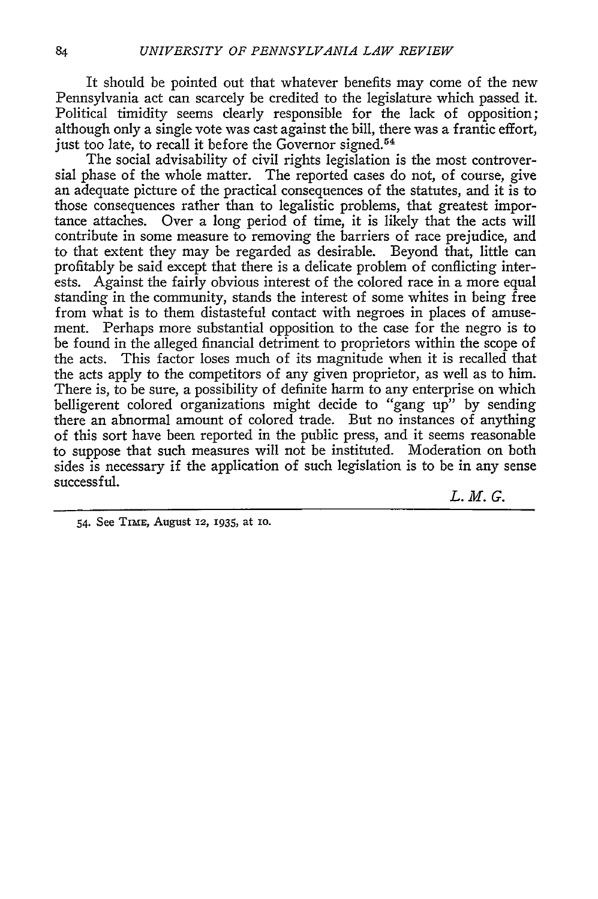It should be pointed out that whatever benefits may come of the new Pennsylvania act can scarcely be credited to the legislature which passed it. Political timidity seems clearly responsible for the lack of opposition; although only a single vote was cast against the bill, there was a frantic effort, just too late, to recall it before the Governor signed.[54]

The social advisability of civil rights legislation is the most controversial phase of the whole matter. The reported cases do not, of course, give an adequate picture of the practical consequences of the statutes, and it is to those consequences rather than to legalistic problems, that greatest importance attaches. Over a long period of time, it is likely that the acts will contribute in some measure to removing the barriers of race prejudice, and to that extent they may be regarded as desirable. Beyond that, little can profitably be said except that there is a delicate problem of conflicting interests. Against the fairly obvious interest of the colored race in a more equal standing in the community, stands the interest of some whites in being free from what is to them distasteful contact with negroes in places of amusement. Perhaps more substantial opposition to the case for the negro is to be found in the alleged financial detriment to proprietors within the scope of the acts. This factor loses much of its magnitude when it is recalled that the acts apply to the competitors of any given proprietor, as well as to him. There is, to be sure, a possibility of definite harm to any enterprise on which belligerent colored organizations might decide to "gang up" by sending there an abnormal amount of colored trade. But no instances of anything of this sort have been reported in the public press, and it seems reasonable to suppose that such measures will not be instituted. Moderation on both sides is necessary if the application of such legislation is to be in any sense successful.

*L. M. G.*

---

54. See TIME, August 12, 1935, at 10.